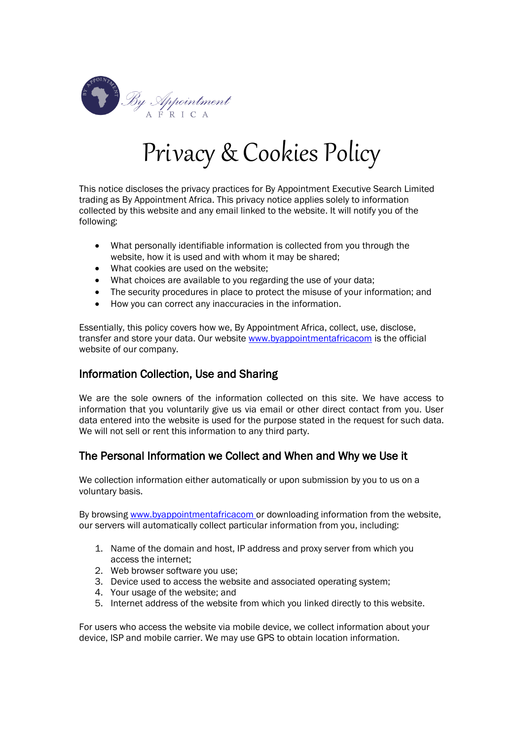# Privacy & Cookies Policy

This notice discloses the privacy practices for By Appointment Executive Search Limited trading as By Appointment Africa. This privacy notice applies solely to information collected by this website and any email linked to the website. It will notify you of the following:

- What personally identifiable information is collected from you through the website, how it is used and with whom it may be shared;
- What cookies are used on the website;
- What choices are available to you regarding the use of your data;
- The security procedures in place to protect the misuse of your information; and
- How you can correct any inaccuracies in the information.

Essentially, this policy covers how we, By Appointment Africa, collect, use, disclose, transfer and store your data. Our website www.byappointmentafricacom is the official website of our company.

## Information Collection, Use and Sharing

We are the sole owners of the information collected on this site. We have access to information that you voluntarily give us via email or other direct contact from you. User data entered into the website is used for the purpose stated in the request for such data. We will not sell or rent this information to any third party.

## The Personal Information we Collect and When and Why we Use it

We collection information either automatically or upon submission by you to us on a voluntary basis.

By browsing www.byappointmentafricacom or downloading information from the website, our servers will automatically collect particular information from you, including:

1. Name of the domain and host, IP address and proxy server from which you access the internet;
2. Web browser software you use;
3. Device used to access the website and associated operating system;
4. Your usage of the website; and
5. Internet address of the website from which you linked directly to this website.

For users who access the website via mobile device, we collect information about your device, ISP and mobile carrier. We may use GPS to obtain location information.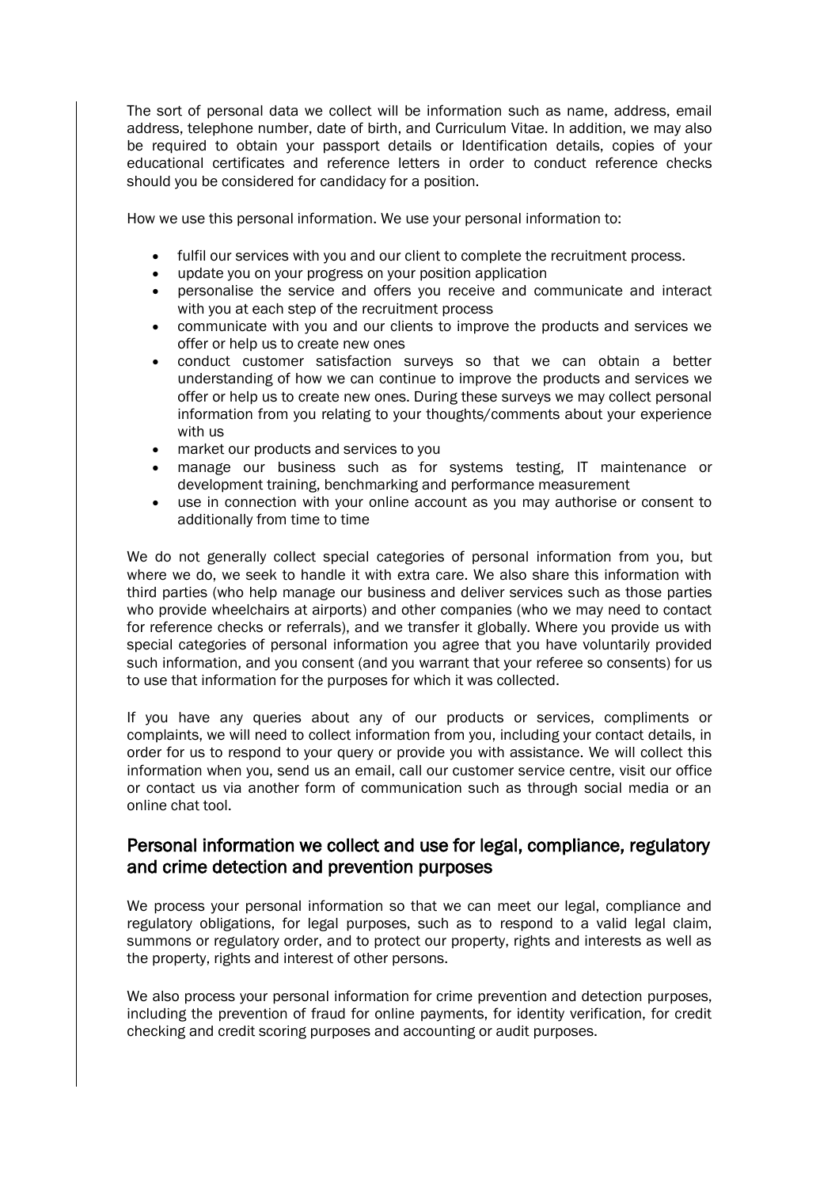The sort of personal data we collect will be information such as name, address, email address, telephone number, date of birth, and Curriculum Vitae. In addition, we may also be required to obtain your passport details or Identification details, copies of your educational certificates and reference letters in order to conduct reference checks should you be considered for candidacy for a position.

How we use this personal information. We use your personal information to:

- fulfil our services with you and our client to complete the recruitment process.
- update you on your progress on your position application
- personalise the service and offers you receive and communicate and interact with you at each step of the recruitment process
- communicate with you and our clients to improve the products and services we offer or help us to create new ones
- conduct customer satisfaction surveys so that we can obtain a better understanding of how we can continue to improve the products and services we offer or help us to create new ones. During these surveys we may collect personal information from you relating to your thoughts/comments about your experience with us
- market our products and services to you
- manage our business such as for systems testing, IT maintenance or development training, benchmarking and performance measurement
- use in connection with your online account as you may authorise or consent to additionally from time to time

We do not generally collect special categories of personal information from you, but where we do, we seek to handle it with extra care. We also share this information with third parties (who help manage our business and deliver services such as those parties who provide wheelchairs at airports) and other companies (who we may need to contact for reference checks or referrals), and we transfer it globally. Where you provide us with special categories of personal information you agree that you have voluntarily provided such information, and you consent (and you warrant that your referee so consents) for us to use that information for the purposes for which it was collected.

If you have any queries about any of our products or services, compliments or complaints, we will need to collect information from you, including your contact details, in order for us to respond to your query or provide you with assistance. We will collect this information when you, send us an email, call our customer service centre, visit our office or contact us via another form of communication such as through social media or an online chat tool.

## Personal information we collect and use for legal, compliance, regulatory and crime detection and prevention purposes

We process your personal information so that we can meet our legal, compliance and regulatory obligations, for legal purposes, such as to respond to a valid legal claim, summons or regulatory order, and to protect our property, rights and interests as well as the property, rights and interest of other persons.

We also process your personal information for crime prevention and detection purposes, including the prevention of fraud for online payments, for identity verification, for credit checking and credit scoring purposes and accounting or audit purposes.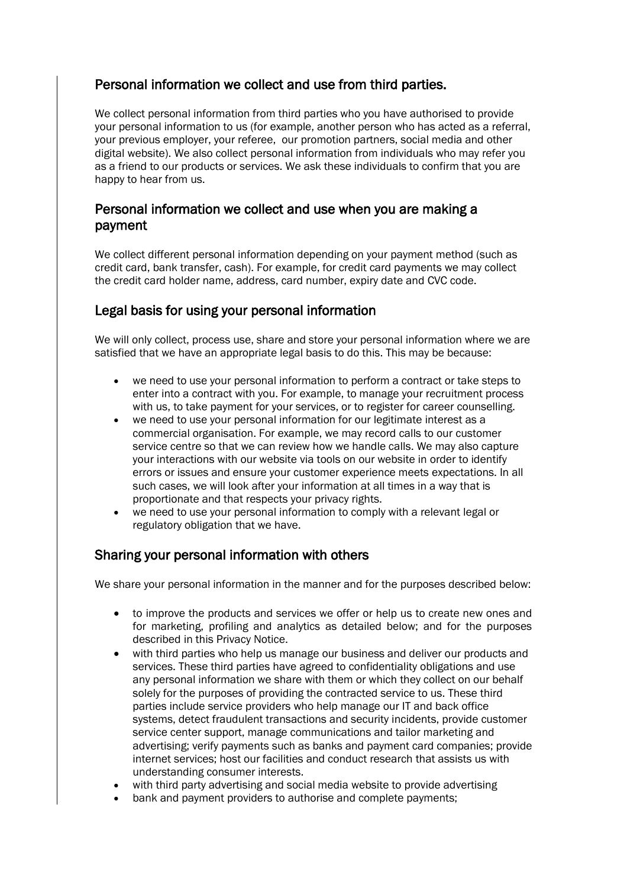## Personal information we collect and use from third parties.

We collect personal information from third parties who you have authorised to provide your personal information to us (for example, another person who has acted as a referral, your previous employer, your referee, our promotion partners, social media and other digital website). We also collect personal information from individuals who may refer you as a friend to our products or services. We ask these individuals to confirm that you are happy to hear from us.

## Personal information we collect and use when you are making a payment

We collect different personal information depending on your payment method (such as credit card, bank transfer, cash). For example, for credit card payments we may collect the credit card holder name, address, card number, expiry date and CVC code.

## Legal basis for using your personal information

We will only collect, process use, share and store your personal information where we are satisfied that we have an appropriate legal basis to do this. This may be because:

- we need to use your personal information to perform a contract or take steps to enter into a contract with you. For example, to manage your recruitment process with us, to take payment for your services, or to register for career counselling.
- we need to use your personal information for our legitimate interest as a commercial organisation. For example, we may record calls to our customer service centre so that we can review how we handle calls. We may also capture your interactions with our website via tools on our website in order to identify errors or issues and ensure your customer experience meets expectations. In all such cases, we will look after your information at all times in a way that is proportionate and that respects your privacy rights.
- we need to use your personal information to comply with a relevant legal or regulatory obligation that we have.

## Sharing your personal information with others

We share your personal information in the manner and for the purposes described below:

- to improve the products and services we offer or help us to create new ones and for marketing, profiling and analytics as detailed below; and for the purposes described in this Privacy Notice.
- with third parties who help us manage our business and deliver our products and services. These third parties have agreed to confidentiality obligations and use any personal information we share with them or which they collect on our behalf solely for the purposes of providing the contracted service to us. These third parties include service providers who help manage our IT and back office systems, detect fraudulent transactions and security incidents, provide customer service center support, manage communications and tailor marketing and advertising; verify payments such as banks and payment card companies; provide internet services; host our facilities and conduct research that assists us with understanding consumer interests.
- with third party advertising and social media website to provide advertising
- bank and payment providers to authorise and complete payments;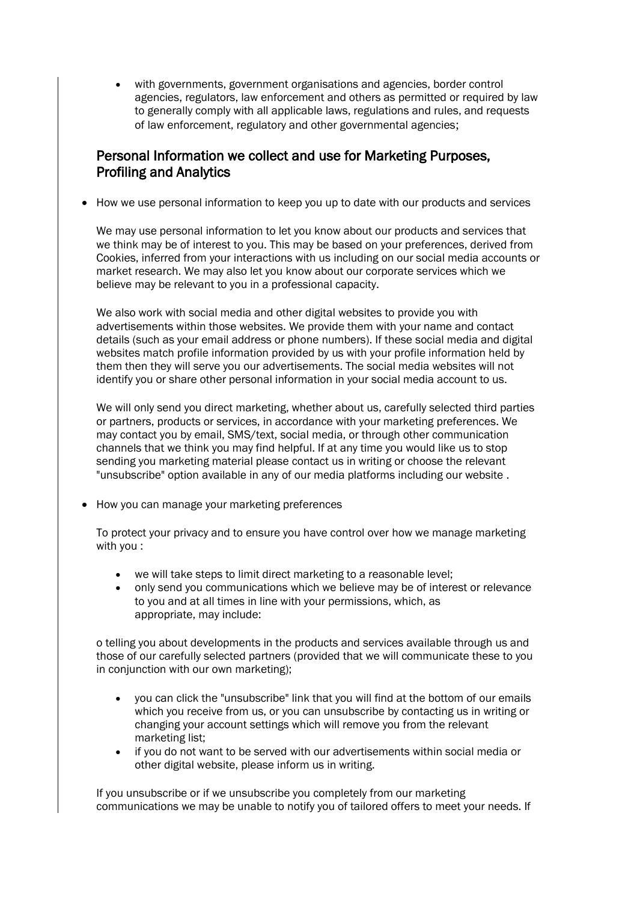- with governments, government organisations and agencies, border control agencies, regulators, law enforcement and others as permitted or required by law to generally comply with all applicable laws, regulations and rules, and requests of law enforcement, regulatory and other governmental agencies;

## Personal Information we collect and use for Marketing Purposes, Profiling and Analytics

- How we use personal information to keep you up to date with our products and services

  We may use personal information to let you know about our products and services that we think may be of interest to you. This may be based on your preferences, derived from Cookies, inferred from your interactions with us including on our social media accounts or market research. We may also let you know about our corporate services which we believe may be relevant to you in a professional capacity.

  We also work with social media and other digital websites to provide you with advertisements within those websites. We provide them with your name and contact details (such as your email address or phone numbers). If these social media and digital websites match profile information provided by us with your profile information held by them then they will serve you our advertisements. The social media websites will not identify you or share other personal information in your social media account to us.

  We will only send you direct marketing, whether about us, carefully selected third parties or partners, products or services, in accordance with your marketing preferences. We may contact you by email, SMS/text, social media, or through other communication channels that we think you may find helpful. If at any time you would like us to stop sending you marketing material please contact us in writing or choose the relevant "unsubscribe" option available in any of our media platforms including our website .

- How you can manage your marketing preferences

  To protect your privacy and to ensure you have control over how we manage marketing with you :

  - we will take steps to limit direct marketing to a reasonable level;
  - only send you communications which we believe may be of interest or relevance to you and at all times in line with your permissions, which, as appropriate, may include:

  o telling you about developments in the products and services available through us and those of our carefully selected partners (provided that we will communicate these to you in conjunction with our own marketing);

  - you can click the "unsubscribe" link that you will find at the bottom of our emails which you receive from us, or you can unsubscribe by contacting us in writing or changing your account settings which will remove you from the relevant marketing list;
  - if you do not want to be served with our advertisements within social media or other digital website, please inform us in writing.

  If you unsubscribe or if we unsubscribe you completely from our marketing communications we may be unable to notify you of tailored offers to meet your needs. If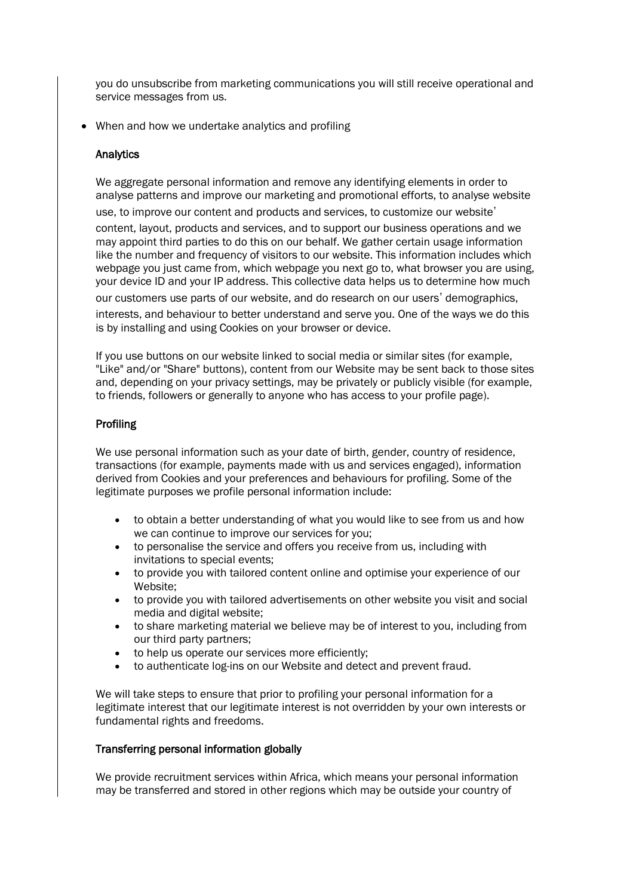you do unsubscribe from marketing communications you will still receive operational and service messages from us.

- When and how we undertake analytics and profiling

**Analytics**

We aggregate personal information and remove any identifying elements in order to analyse patterns and improve our marketing and promotional efforts, to analyse website use, to improve our content and products and services, to customize our website' content, layout, products and services, and to support our business operations and we may appoint third parties to do this on our behalf. We gather certain usage information like the number and frequency of visitors to our website. This information includes which webpage you just came from, which webpage you next go to, what browser you are using, your device ID and your IP address. This collective data helps us to determine how much our customers use parts of our website, and do research on our users' demographics, interests, and behaviour to better understand and serve you. One of the ways we do this is by installing and using Cookies on your browser or device.

If you use buttons on our website linked to social media or similar sites (for example, "Like" and/or "Share" buttons), content from our Website may be sent back to those sites and, depending on your privacy settings, may be privately or publicly visible (for example, to friends, followers or generally to anyone who has access to your profile page).

**Profiling**

We use personal information such as your date of birth, gender, country of residence, transactions (for example, payments made with us and services engaged), information derived from Cookies and your preferences and behaviours for profiling. Some of the legitimate purposes we profile personal information include:

- to obtain a better understanding of what you would like to see from us and how we can continue to improve our services for you;
- to personalise the service and offers you receive from us, including with invitations to special events;
- to provide you with tailored content online and optimise your experience of our Website;
- to provide you with tailored advertisements on other website you visit and social media and digital website;
- to share marketing material we believe may be of interest to you, including from our third party partners;
- to help us operate our services more efficiently;
- to authenticate log-ins on our Website and detect and prevent fraud.

We will take steps to ensure that prior to profiling your personal information for a legitimate interest that our legitimate interest is not overridden by your own interests or fundamental rights and freedoms.

**Transferring personal information globally**

We provide recruitment services within Africa, which means your personal information may be transferred and stored in other regions which may be outside your country of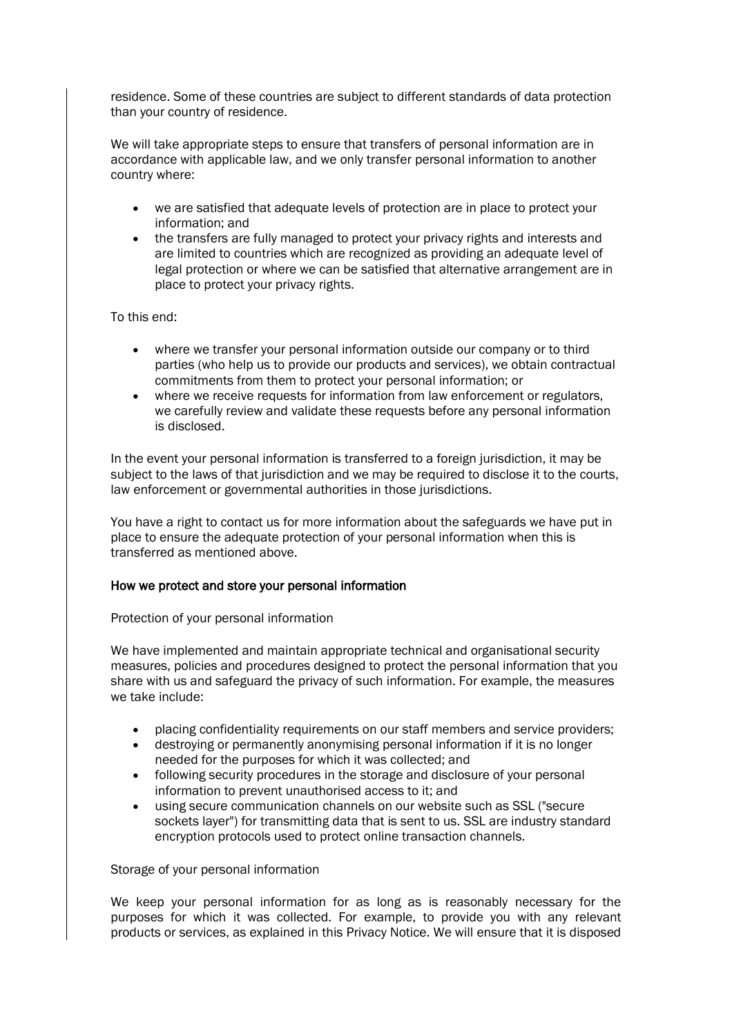residence. Some of these countries are subject to different standards of data protection than your country of residence.

We will take appropriate steps to ensure that transfers of personal information are in accordance with applicable law, and we only transfer personal information to another country where:

- we are satisfied that adequate levels of protection are in place to protect your information; and
- the transfers are fully managed to protect your privacy rights and interests and are limited to countries which are recognized as providing an adequate level of legal protection or where we can be satisfied that alternative arrangement are in place to protect your privacy rights.

To this end:

- where we transfer your personal information outside our company or to third parties (who help us to provide our products and services), we obtain contractual commitments from them to protect your personal information; or
- where we receive requests for information from law enforcement or regulators, we carefully review and validate these requests before any personal information is disclosed.

In the event your personal information is transferred to a foreign jurisdiction, it may be subject to the laws of that jurisdiction and we may be required to disclose it to the courts, law enforcement or governmental authorities in those jurisdictions.

You have a right to contact us for more information about the safeguards we have put in place to ensure the adequate protection of your personal information when this is transferred as mentioned above.

## How we protect and store your personal information

Protection of your personal information

We have implemented and maintain appropriate technical and organisational security measures, policies and procedures designed to protect the personal information that you share with us and safeguard the privacy of such information. For example, the measures we take include:

- placing confidentiality requirements on our staff members and service providers;
- destroying or permanently anonymising personal information if it is no longer needed for the purposes for which it was collected; and
- following security procedures in the storage and disclosure of your personal information to prevent unauthorised access to it; and
- using secure communication channels on our website such as SSL ("secure sockets layer") for transmitting data that is sent to us. SSL are industry standard encryption protocols used to protect online transaction channels.

Storage of your personal information

We keep your personal information for as long as is reasonably necessary for the purposes for which it was collected. For example, to provide you with any relevant products or services, as explained in this Privacy Notice. We will ensure that it is disposed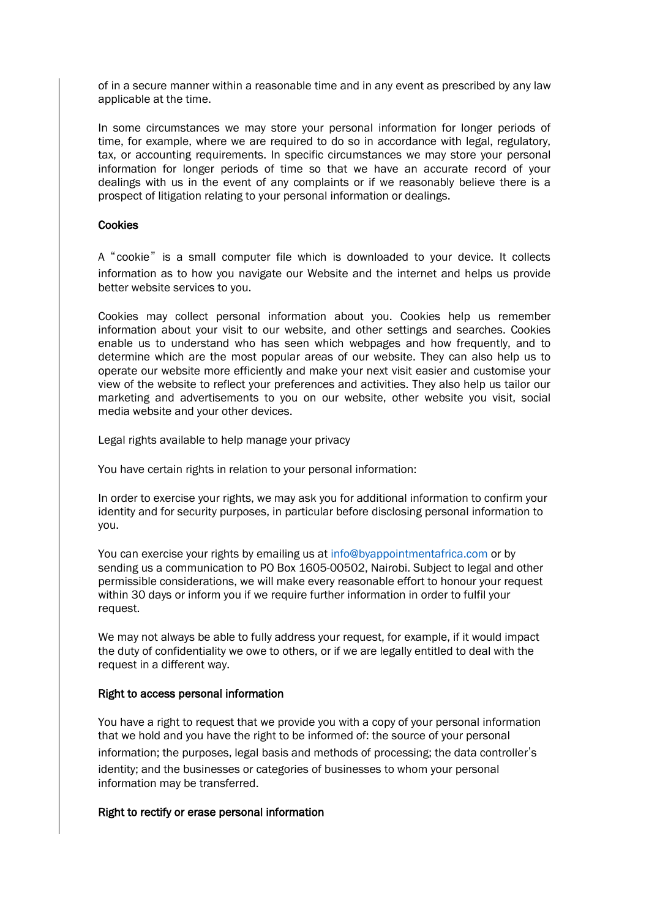of in a secure manner within a reasonable time and in any event as prescribed by any law applicable at the time.

In some circumstances we may store your personal information for longer periods of time, for example, where we are required to do so in accordance with legal, regulatory, tax, or accounting requirements. In specific circumstances we may store your personal information for longer periods of time so that we have an accurate record of your dealings with us in the event of any complaints or if we reasonably believe there is a prospect of litigation relating to your personal information or dealings.

**Cookies**

A "cookie" is a small computer file which is downloaded to your device. It collects information as to how you navigate our Website and the internet and helps us provide better website services to you.

Cookies may collect personal information about you. Cookies help us remember information about your visit to our website, and other settings and searches. Cookies enable us to understand who has seen which webpages and how frequently, and to determine which are the most popular areas of our website. They can also help us to operate our website more efficiently and make your next visit easier and customise your view of the website to reflect your preferences and activities. They also help us tailor our marketing and advertisements to you on our website, other website you visit, social media website and your other devices.

Legal rights available to help manage your privacy

You have certain rights in relation to your personal information:

In order to exercise your rights, we may ask you for additional information to confirm your identity and for security purposes, in particular before disclosing personal information to you.

You can exercise your rights by emailing us at info@byappointmentafrica.com or by sending us a communication to PO Box 1605-00502, Nairobi. Subject to legal and other permissible considerations, we will make every reasonable effort to honour your request within 30 days or inform you if we require further information in order to fulfil your request.

We may not always be able to fully address your request, for example, if it would impact the duty of confidentiality we owe to others, or if we are legally entitled to deal with the request in a different way.

**Right to access personal information**

You have a right to request that we provide you with a copy of your personal information that we hold and you have the right to be informed of: the source of your personal information; the purposes, legal basis and methods of processing; the data controller's identity; and the businesses or categories of businesses to whom your personal information may be transferred.

**Right to rectify or erase personal information**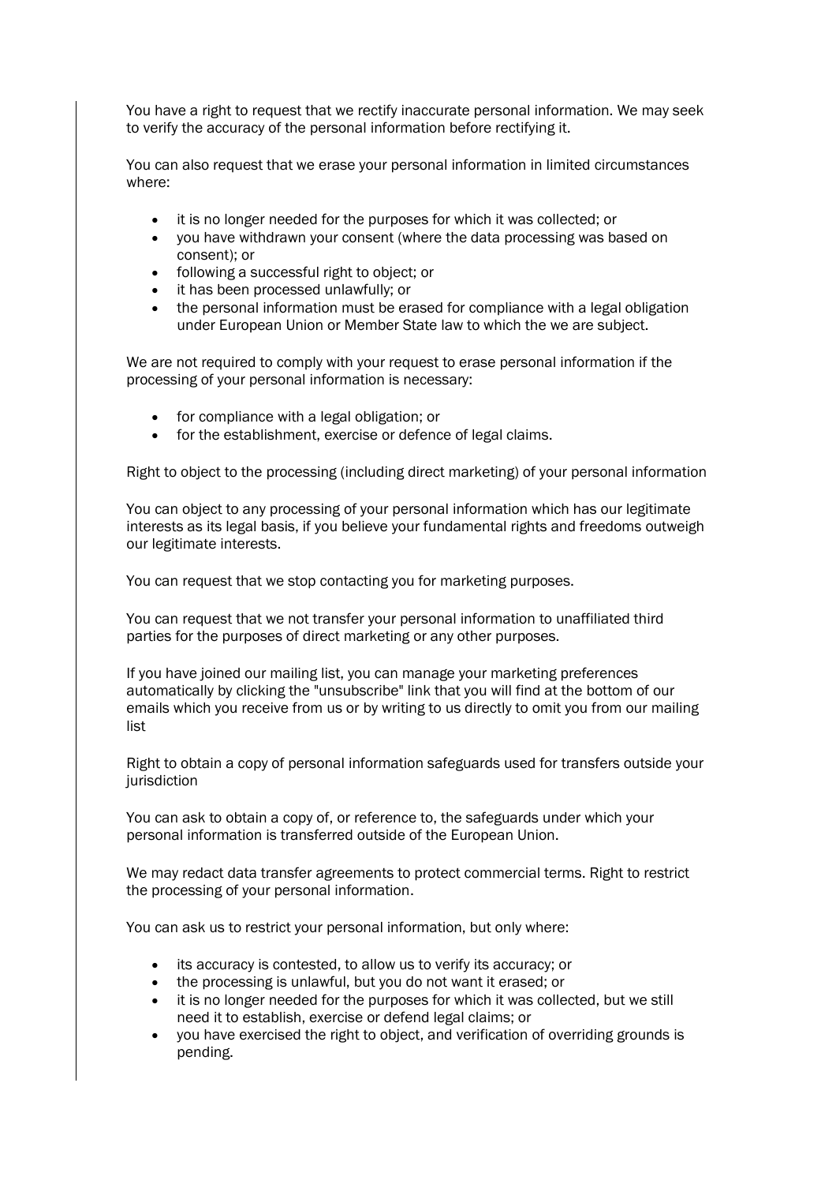You have a right to request that we rectify inaccurate personal information. We may seek to verify the accuracy of the personal information before rectifying it.

You can also request that we erase your personal information in limited circumstances where:

- it is no longer needed for the purposes for which it was collected; or
- you have withdrawn your consent (where the data processing was based on consent); or
- following a successful right to object; or
- it has been processed unlawfully; or
- the personal information must be erased for compliance with a legal obligation under European Union or Member State law to which the we are subject.

We are not required to comply with your request to erase personal information if the processing of your personal information is necessary:

- for compliance with a legal obligation; or
- for the establishment, exercise or defence of legal claims.

Right to object to the processing (including direct marketing) of your personal information

You can object to any processing of your personal information which has our legitimate interests as its legal basis, if you believe your fundamental rights and freedoms outweigh our legitimate interests.

You can request that we stop contacting you for marketing purposes.

You can request that we not transfer your personal information to unaffiliated third parties for the purposes of direct marketing or any other purposes.

If you have joined our mailing list, you can manage your marketing preferences automatically by clicking the "unsubscribe" link that you will find at the bottom of our emails which you receive from us or by writing to us directly to omit you from our mailing list

Right to obtain a copy of personal information safeguards used for transfers outside your jurisdiction

You can ask to obtain a copy of, or reference to, the safeguards under which your personal information is transferred outside of the European Union.

We may redact data transfer agreements to protect commercial terms. Right to restrict the processing of your personal information.

You can ask us to restrict your personal information, but only where:

- its accuracy is contested, to allow us to verify its accuracy; or
- the processing is unlawful, but you do not want it erased; or
- it is no longer needed for the purposes for which it was collected, but we still need it to establish, exercise or defend legal claims; or
- you have exercised the right to object, and verification of overriding grounds is pending.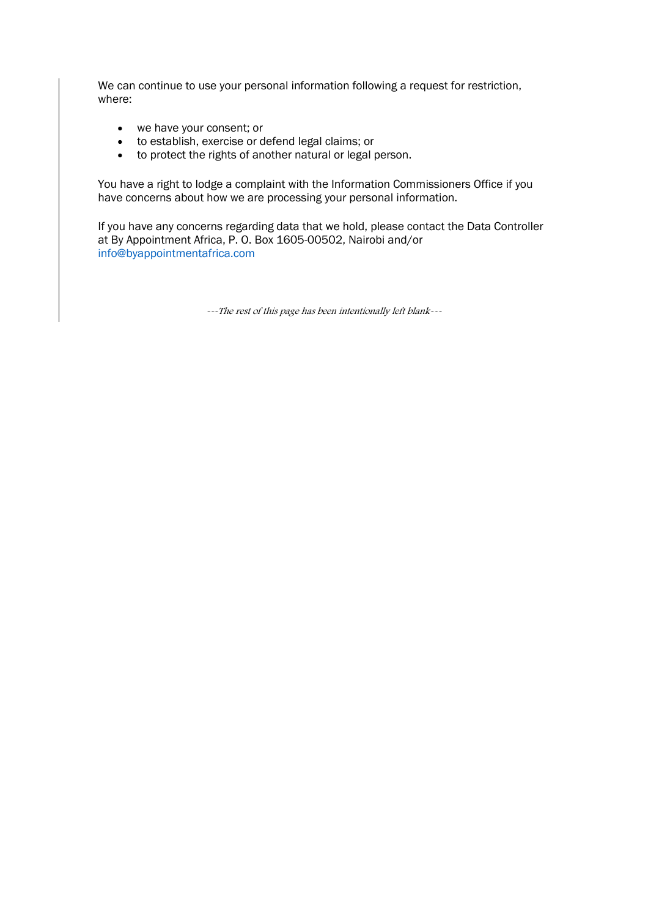We can continue to use your personal information following a request for restriction, where:

- we have your consent; or
- to establish, exercise or defend legal claims; or
- to protect the rights of another natural or legal person.

You have a right to lodge a complaint with the Information Commissioners Office if you have concerns about how we are processing your personal information.

If you have any concerns regarding data that we hold, please contact the Data Controller at By Appointment Africa, P. O. Box 1605-00502, Nairobi and/or info@byappointmentafrica.com

*---The rest of this page has been intentionally left blank---*